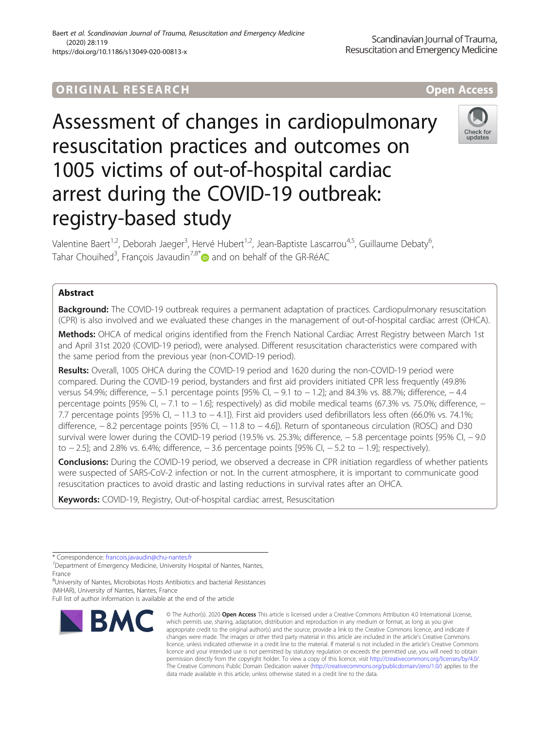ORIGINAL RESEARCH

Open Access

# Assessment of changes in cardiopulmonary resuscitation practices and outcomes on 1005 victims of out-of-hospital cardiac arrest during the COVID-19 outbreak: registry-based study

Valentine Baert[1,2], Deborah Jaeger[3], Hervé Hubert[1,2], Jean-Baptiste Lascarrou[4,5], Guillaume Debaty[6], Tahar Chouihed[3], François Javaudin[7,8*] and on behalf of the GR-RéAC

## Abstract

**Background:** The COVID-19 outbreak requires a permanent adaptation of practices. Cardiopulmonary resuscitation (CPR) is also involved and we evaluated these changes in the management of out-of-hospital cardiac arrest (OHCA).

**Methods:** OHCA of medical origins identified from the French National Cardiac Arrest Registry between March 1st and April 31st 2020 (COVID-19 period), were analysed. Different resuscitation characteristics were compared with the same period from the previous year (non-COVID-19 period).

**Results:** Overall, 1005 OHCA during the COVID-19 period and 1620 during the non-COVID-19 period were compared. During the COVID-19 period, bystanders and first aid providers initiated CPR less frequently (49.8% versus 54.9%; difference, − 5.1 percentage points [95% CI, − 9.1 to − 1.2]; and 84.3% vs. 88.7%; difference, − 4.4 percentage points [95% CI, − 7.1 to − 1.6]; respectively) as did mobile medical teams (67.3% vs. 75.0%; difference, − 7.7 percentage points [95% CI, − 11.3 to − 4.1]). First aid providers used defibrillators less often (66.0% vs. 74.1%; difference, − 8.2 percentage points [95% CI, − 11.8 to − 4.6]). Return of spontaneous circulation (ROSC) and D30 survival were lower during the COVID-19 period (19.5% vs. 25.3%; difference, − 5.8 percentage points [95% CI, − 9.0 to − 2.5]; and 2.8% vs. 6.4%; difference, − 3.6 percentage points [95% CI, − 5.2 to − 1.9]; respectively).

**Conclusions:** During the COVID-19 period, we observed a decrease in CPR initiation regardless of whether patients were suspected of SARS-CoV-2 infection or not. In the current atmosphere, it is important to communicate good resuscitation practices to avoid drastic and lasting reductions in survival rates after an OHCA.

**Keywords:** COVID-19, Registry, Out-of-hospital cardiac arrest, Resuscitation

---

* Correspondence: francois.javaudin@chu-nantes.fr

[7]Department of Emergency Medicine, University Hospital of Nantes, Nantes, France

[8]University of Nantes, Microbiotas Hosts Antibiotics and bacterial Resistances (MiHAR), University of Nantes, Nantes, France

Full list of author information is available at the end of the article

© The Author(s). 2020 **Open Access** This article is licensed under a Creative Commons Attribution 4.0 International License, which permits use, sharing, adaptation, distribution and reproduction in any medium or format, as long as you give appropriate credit to the original author(s) and the source, provide a link to the Creative Commons licence, and indicate if changes were made. The images or other third party material in this article are included in the article's Creative Commons licence, unless indicated otherwise in a credit line to the material. If material is not included in the article's Creative Commons licence and your intended use is not permitted by statutory regulation or exceeds the permitted use, you will need to obtain permission directly from the copyright holder. To view a copy of this licence, visit http://creativecommons.org/licenses/by/4.0/. The Creative Commons Public Domain Dedication waiver (http://creativecommons.org/publicdomain/zero/1.0/) applies to the data made available in this article, unless otherwise stated in a credit line to the data.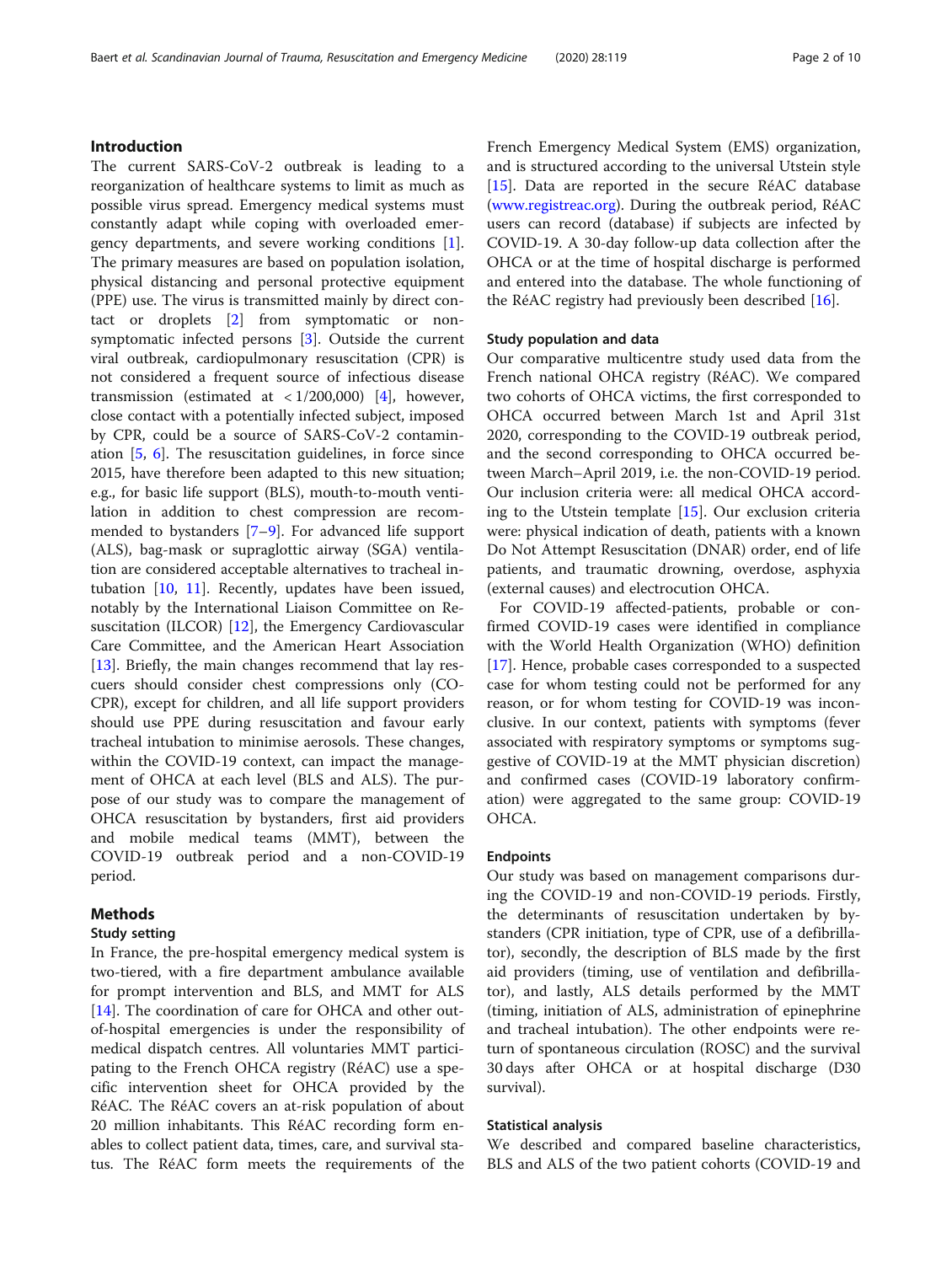## Introduction

The current SARS-CoV-2 outbreak is leading to a reorganization of healthcare systems to limit as much as possible virus spread. Emergency medical systems must constantly adapt while coping with overloaded emergency departments, and severe working conditions [1]. The primary measures are based on population isolation, physical distancing and personal protective equipment (PPE) use. The virus is transmitted mainly by direct contact or droplets [2] from symptomatic or non-symptomatic infected persons [3]. Outside the current viral outbreak, cardiopulmonary resuscitation (CPR) is not considered a frequent source of infectious disease transmission (estimated at < 1/200,000) [4], however, close contact with a potentially infected subject, imposed by CPR, could be a source of SARS-CoV-2 contamination [5, 6]. The resuscitation guidelines, in force since 2015, have therefore been adapted to this new situation; e.g., for basic life support (BLS), mouth-to-mouth ventilation in addition to chest compression are recommended to bystanders [7–9]. For advanced life support (ALS), bag-mask or supraglottic airway (SGA) ventilation are considered acceptable alternatives to tracheal intubation [10, 11]. Recently, updates have been issued, notably by the International Liaison Committee on Resuscitation (ILCOR) [12], the Emergency Cardiovascular Care Committee, and the American Heart Association [13]. Briefly, the main changes recommend that lay rescuers should consider chest compressions only (CO-CPR), except for children, and all life support providers should use PPE during resuscitation and favour early tracheal intubation to minimise aerosols. These changes, within the COVID-19 context, can impact the management of OHCA at each level (BLS and ALS). The purpose of our study was to compare the management of OHCA resuscitation by bystanders, first aid providers and mobile medical teams (MMT), between the COVID-19 outbreak period and a non-COVID-19 period.

## Methods

### Study setting

In France, the pre-hospital emergency medical system is two-tiered, with a fire department ambulance available for prompt intervention and BLS, and MMT for ALS [14]. The coordination of care for OHCA and other out-of-hospital emergencies is under the responsibility of medical dispatch centres. All voluntaries MMT participating to the French OHCA registry (RéAC) use a specific intervention sheet for OHCA provided by the RéAC. The RéAC covers an at-risk population of about 20 million inhabitants. This RéAC recording form enables to collect patient data, times, care, and survival status. The RéAC form meets the requirements of the French Emergency Medical System (EMS) organization, and is structured according to the universal Utstein style [15]. Data are reported in the secure RéAC database (www.registreac.org). During the outbreak period, RéAC users can record (database) if subjects are infected by COVID-19. A 30-day follow-up data collection after the OHCA or at the time of hospital discharge is performed and entered into the database. The whole functioning of the RéAC registry had previously been described [16].

### Study population and data

Our comparative multicentre study used data from the French national OHCA registry (RéAC). We compared two cohorts of OHCA victims, the first corresponded to OHCA occurred between March 1st and April 31st 2020, corresponding to the COVID-19 outbreak period, and the second corresponding to OHCA occurred between March–April 2019, i.e. the non-COVID-19 period. Our inclusion criteria were: all medical OHCA according to the Utstein template [15]. Our exclusion criteria were: physical indication of death, patients with a known Do Not Attempt Resuscitation (DNAR) order, end of life patients, and traumatic drowning, overdose, asphyxia (external causes) and electrocution OHCA.

For COVID-19 affected-patients, probable or confirmed COVID-19 cases were identified in compliance with the World Health Organization (WHO) definition [17]. Hence, probable cases corresponded to a suspected case for whom testing could not be performed for any reason, or for whom testing for COVID-19 was inconclusive. In our context, patients with symptoms (fever associated with respiratory symptoms or symptoms suggestive of COVID-19 at the MMT physician discretion) and confirmed cases (COVID-19 laboratory confirmation) were aggregated to the same group: COVID-19 OHCA.

### Endpoints

Our study was based on management comparisons during the COVID-19 and non-COVID-19 periods. Firstly, the determinants of resuscitation undertaken by bystanders (CPR initiation, type of CPR, use of a defibrillator), secondly, the description of BLS made by the first aid providers (timing, use of ventilation and defibrillator), and lastly, ALS details performed by the MMT (timing, initiation of ALS, administration of epinephrine and tracheal intubation). The other endpoints were return of spontaneous circulation (ROSC) and the survival 30 days after OHCA or at hospital discharge (D30 survival).

### Statistical analysis

We described and compared baseline characteristics, BLS and ALS of the two patient cohorts (COVID-19 and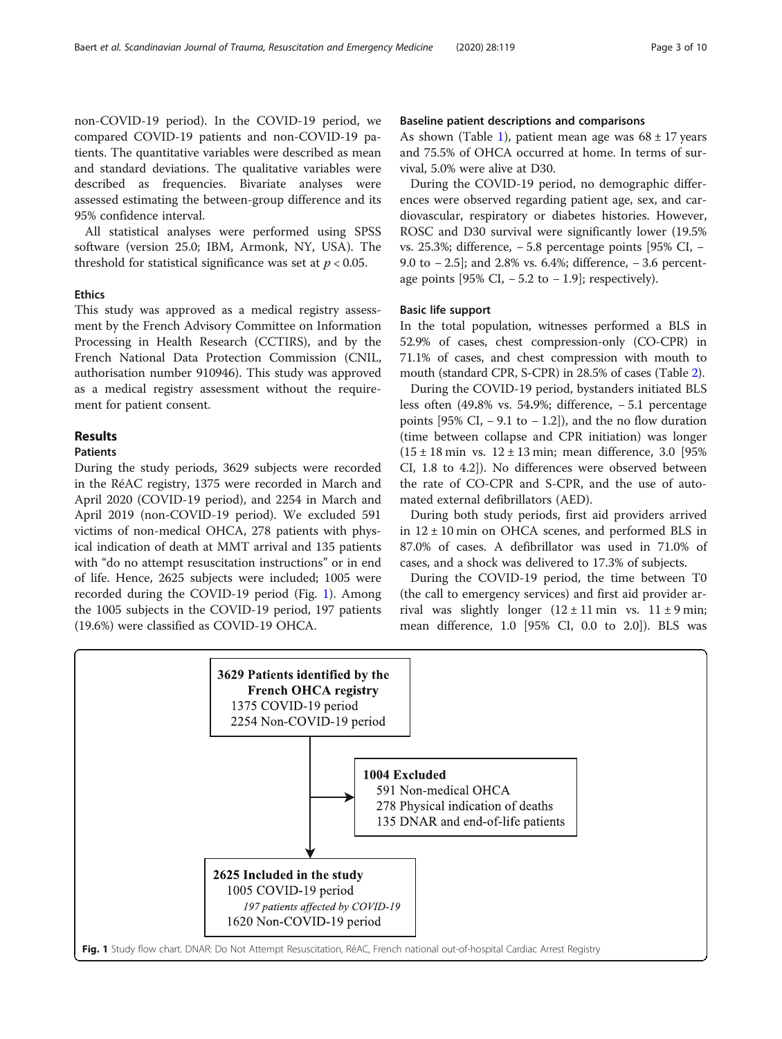non-COVID-19 period). In the COVID-19 period, we compared COVID-19 patients and non-COVID-19 patients. The quantitative variables were described as mean and standard deviations. The qualitative variables were described as frequencies. Bivariate analyses were assessed estimating the between-group difference and its 95% confidence interval.

All statistical analyses were performed using SPSS software (version 25.0; IBM, Armonk, NY, USA). The threshold for statistical significance was set at $p < 0.05$.

### Ethics

This study was approved as a medical registry assessment by the French Advisory Committee on Information Processing in Health Research (CCTIRS), and by the French National Data Protection Commission (CNIL, authorisation number 910946). This study was approved as a medical registry assessment without the requirement for patient consent.

## Results

### Patients

During the study periods, 3629 subjects were recorded in the RéAC registry, 1375 were recorded in March and April 2020 (COVID-19 period), and 2254 in March and April 2019 (non-COVID-19 period). We excluded 591 victims of non-medical OHCA, 278 patients with physical indication of death at MMT arrival and 135 patients with "do no attempt resuscitation instructions" or in end of life. Hence, 2625 subjects were included; 1005 were recorded during the COVID-19 period (Fig. 1). Among the 1005 subjects in the COVID-19 period, 197 patients (19.6%) were classified as COVID-19 OHCA.

### Baseline patient descriptions and comparisons

As shown (Table 1), patient mean age was $68 \pm 17$ years and 75.5% of OHCA occurred at home. In terms of survival, 5.0% were alive at D30.

During the COVID-19 period, no demographic differences were observed regarding patient age, sex, and cardiovascular, respiratory or diabetes histories. However, ROSC and D30 survival were significantly lower (19.5% vs. 25.3%; difference, − 5.8 percentage points [95% CI, − 9.0 to − 2.5]; and 2.8% vs. 6.4%; difference, − 3.6 percentage points [95% CI, − 5.2 to − 1.9]; respectively).

### Basic life support

In the total population, witnesses performed a BLS in 52.9% of cases, chest compression-only (CO-CPR) in 71.1% of cases, and chest compression with mouth to mouth (standard CPR, S-CPR) in 28.5% of cases (Table 2).

During the COVID-19 period, bystanders initiated BLS less often (49.8% vs. 54.9%; difference, − 5.1 percentage points [95% CI, − 9.1 to − 1.2]), and the no flow duration (time between collapse and CPR initiation) was longer ($15 \pm 18$ min vs. $12 \pm 13$ min; mean difference, 3.0 [95% CI, 1.8 to 4.2]). No differences were observed between the rate of CO-CPR and S-CPR, and the use of automated external defibrillators (AED).

During both study periods, first aid providers arrived in $12 \pm 10$ min on OHCA scenes, and performed BLS in 87.0% of cases. A defibrillator was used in 71.0% of cases, and a shock was delivered to 17.3% of subjects.

During the COVID-19 period, the time between T0 (the call to emergency services) and first aid provider arrival was slightly longer ($12 \pm 11$ min vs. $11 \pm 9$ min; mean difference, 1.0 [95% CI, 0.0 to 2.0]). BLS was

**3629 Patients identified by the French OHCA registry**
1375 COVID-19 period
2254 Non-COVID-19 period

→ **1004 Excluded**
591 Non-medical OHCA
278 Physical indication of deaths
135 DNAR and end-of-life patients

**2625 Included in the study**
1005 COVID-19 period
*197 patients affected by COVID-19*
1620 Non-COVID-19 period

**Fig. 1** Study flow chart. DNAR: Do Not Attempt Resuscitation, RéAC, French national out-of-hospital Cardiac Arrest Registry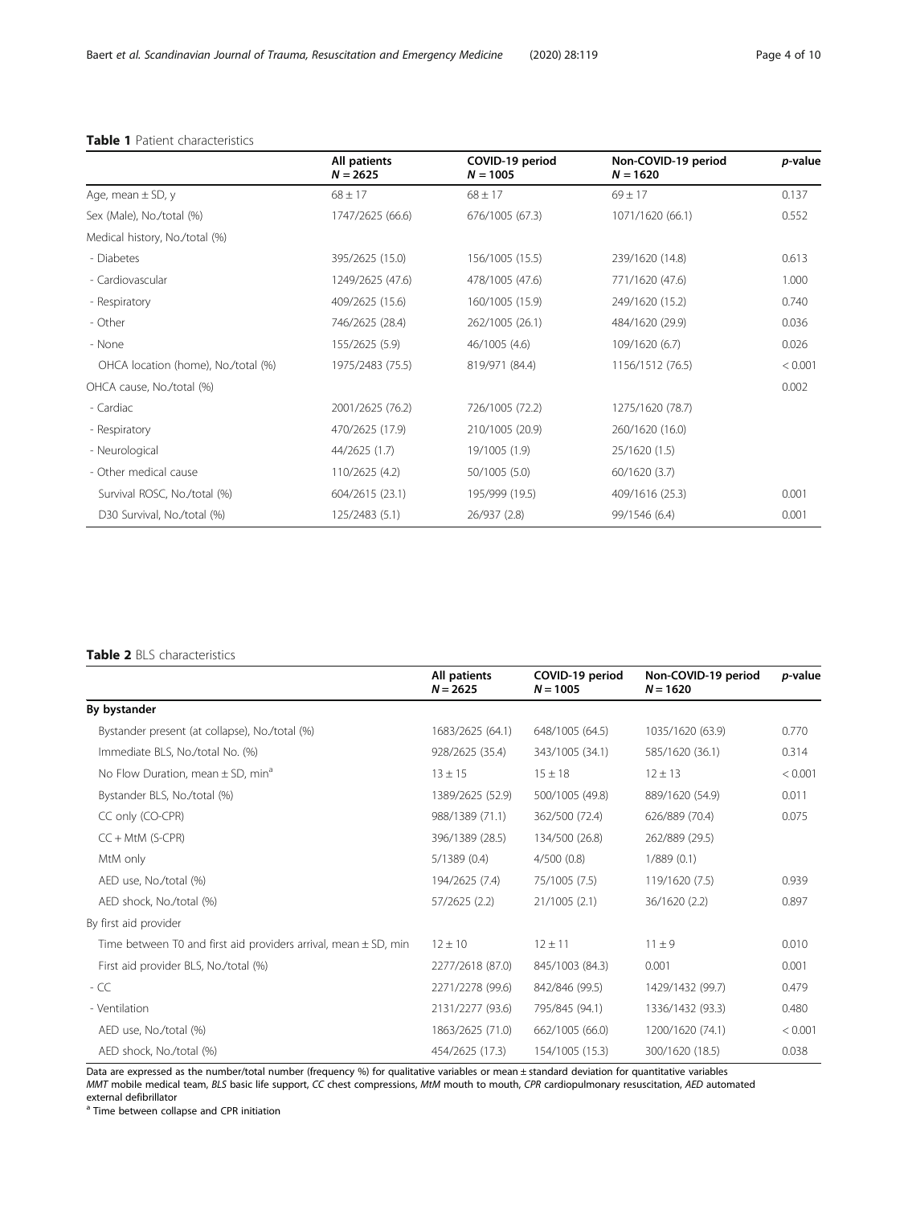**Table 1** Patient characteristics

| | All patients $N = 2625$ | COVID-19 period $N = 1005$ | Non-COVID-19 period $N = 1620$ | *p*-value |
|---|---|---|---|---|
| Age, mean ± SD, y | 68 ± 17 | 68 ± 17 | 69 ± 17 | 0.137 |
| Sex (Male), No./total (%) | 1747/2625 (66.6) | 676/1005 (67.3) | 1071/1620 (66.1) | 0.552 |
| Medical history, No./total (%) | | | | |
| - Diabetes | 395/2625 (15.0) | 156/1005 (15.5) | 239/1620 (14.8) | 0.613 |
| - Cardiovascular | 1249/2625 (47.6) | 478/1005 (47.6) | 771/1620 (47.6) | 1.000 |
| - Respiratory | 409/2625 (15.6) | 160/1005 (15.9) | 249/1620 (15.2) | 0.740 |
| - Other | 746/2625 (28.4) | 262/1005 (26.1) | 484/1620 (29.9) | 0.036 |
| - None | 155/2625 (5.9) | 46/1005 (4.6) | 109/1620 (6.7) | 0.026 |
| OHCA location (home), No./total (%) | 1975/2483 (75.5) | 819/971 (84.4) | 1156/1512 (76.5) | < 0.001 |
| OHCA cause, No./total (%) | | | | 0.002 |
| - Cardiac | 2001/2625 (76.2) | 726/1005 (72.2) | 1275/1620 (78.7) | |
| - Respiratory | 470/2625 (17.9) | 210/1005 (20.9) | 260/1620 (16.0) | |
| - Neurological | 44/2625 (1.7) | 19/1005 (1.9) | 25/1620 (1.5) | |
| - Other medical cause | 110/2625 (4.2) | 50/1005 (5.0) | 60/1620 (3.7) | |
| Survival ROSC, No./total (%) | 604/2615 (23.1) | 195/999 (19.5) | 409/1616 (25.3) | 0.001 |
| D30 Survival, No./total (%) | 125/2483 (5.1) | 26/937 (2.8) | 99/1546 (6.4) | 0.001 |

**Table 2** BLS characteristics

| | All patients $N = 2625$ | COVID-19 period $N = 1005$ | Non-COVID-19 period $N = 1620$ | *p*-value |
|---|---|---|---|---|
| **By bystander** | | | | |
| Bystander present (at collapse), No./total (%) | 1683/2625 (64.1) | 648/1005 (64.5) | 1035/1620 (63.9) | 0.770 |
| Immediate BLS, No./total No. (%) | 928/2625 (35.4) | 343/1005 (34.1) | 585/1620 (36.1) | 0.314 |
| No Flow Duration, mean ± SD, min[a] | 13 ± 15 | 15 ± 18 | 12 ± 13 | < 0.001 |
| Bystander BLS, No./total (%) | 1389/2625 (52.9) | 500/1005 (49.8) | 889/1620 (54.9) | 0.011 |
| CC only (CO-CPR) | 988/1389 (71.1) | 362/500 (72.4) | 626/889 (70.4) | 0.075 |
| CC + MtM (S-CPR) | 396/1389 (28.5) | 134/500 (26.8) | 262/889 (29.5) | |
| MtM only | 5/1389 (0.4) | 4/500 (0.8) | 1/889 (0.1) | |
| AED use, No./total (%) | 194/2625 (7.4) | 75/1005 (7.5) | 119/1620 (7.5) | 0.939 |
| AED shock, No./total (%) | 57/2625 (2.2) | 21/1005 (2.1) | 36/1620 (2.2) | 0.897 |
| By first aid provider | | | | |
| Time between T0 and first aid providers arrival, mean ± SD, min | 12 ± 10 | 12 ± 11 | 11 ± 9 | 0.010 |
| First aid provider BLS, No./total (%) | 2277/2618 (87.0) | 845/1003 (84.3) | 0.001 | 0.001 |
| - CC | 2271/2278 (99.6) | 842/846 (99.5) | 1429/1432 (99.7) | 0.479 |
| - Ventilation | 2131/2277 (93.6) | 795/845 (94.1) | 1336/1432 (93.3) | 0.480 |
| AED use, No./total (%) | 1863/2625 (71.0) | 662/1005 (66.0) | 1200/1620 (74.1) | < 0.001 |
| AED shock, No./total (%) | 454/2625 (17.3) | 154/1005 (15.3) | 300/1620 (18.5) | 0.038 |

Data are expressed as the number/total number (frequency %) for qualitative variables or mean ± standard deviation for quantitative variables
*MMT* mobile medical team, *BLS* basic life support, *CC* chest compressions, *MtM* mouth to mouth, *CPR* cardiopulmonary resuscitation, *AED* automated external defibrillator
[a] Time between collapse and CPR initiation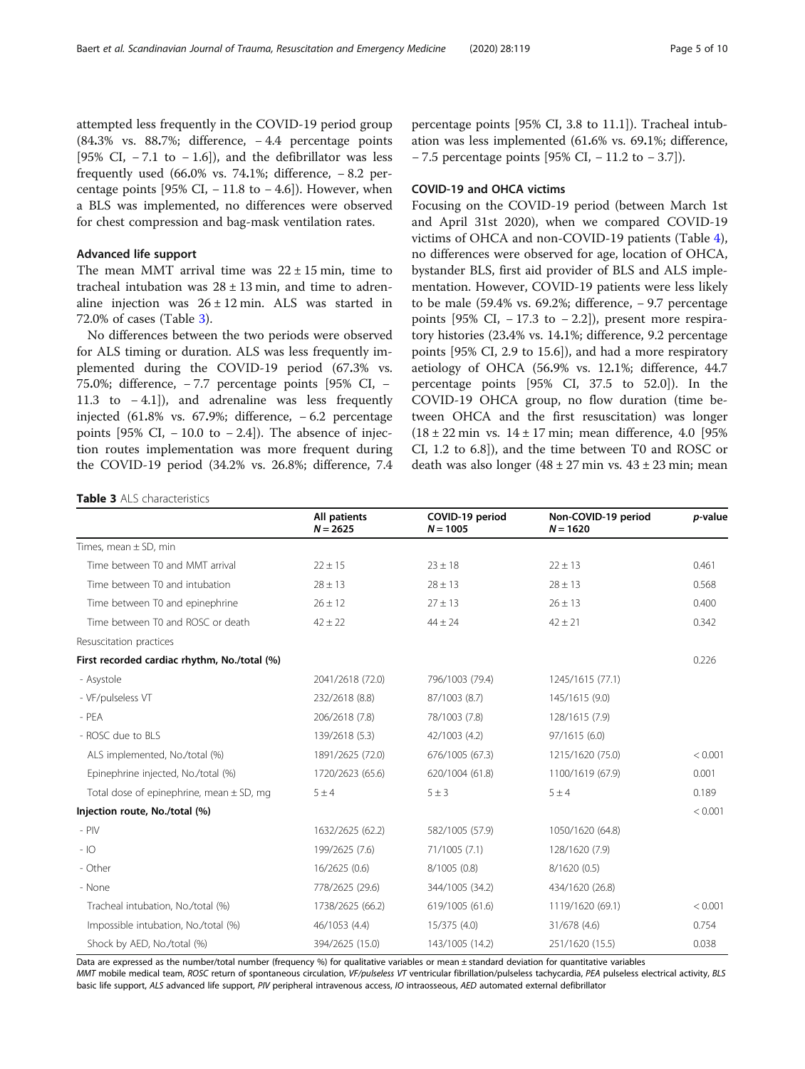attempted less frequently in the COVID-19 period group (84.3% vs. 88.7%; difference, − 4.4 percentage points [95% CI, − 7.1 to − 1.6]), and the defibrillator was less frequently used (66.0% vs. 74.1%; difference, − 8.2 percentage points [95% CI, − 11.8 to − 4.6]). However, when a BLS was implemented, no differences were observed for chest compression and bag-mask ventilation rates.

### Advanced life support

The mean MMT arrival time was 22 ± 15 min, time to tracheal intubation was 28 ± 13 min, and time to adrenaline injection was 26 ± 12 min. ALS was started in 72.0% of cases (Table 3).

No differences between the two periods were observed for ALS timing or duration. ALS was less frequently implemented during the COVID-19 period (67.3% vs. 75.0%; difference, − 7.7 percentage points [95% CI, − 11.3 to − 4.1]), and adrenaline was less frequently injected (61.8% vs. 67.9%; difference, − 6.2 percentage points [95% CI, − 10.0 to − 2.4]). The absence of injection routes implementation was more frequent during the COVID-19 period (34.2% vs. 26.8%; difference, 7.4 percentage points [95% CI, 3.8 to 11.1]). Tracheal intubation was less implemented (61.6% vs. 69.1%; difference, − 7.5 percentage points [95% CI, − 11.2 to − 3.7]).

### COVID-19 and OHCA victims

Focusing on the COVID-19 period (between March 1st and April 31st 2020), when we compared COVID-19 victims of OHCA and non-COVID-19 patients (Table 4), no differences were observed for age, location of OHCA, bystander BLS, first aid provider of BLS and ALS implementation. However, COVID-19 patients were less likely to be male (59.4% vs. 69.2%; difference, − 9.7 percentage points [95% CI, − 17.3 to − 2.2]), present more respiratory histories (23.4% vs. 14.1%; difference, 9.2 percentage points [95% CI, 2.9 to 15.6]), and had a more respiratory aetiology of OHCA (56.9% vs. 12.1%; difference, 44.7 percentage points [95% CI, 37.5 to 52.0]). In the COVID-19 OHCA group, no flow duration (time between OHCA and the first resuscitation) was longer (18 ± 22 min vs. 14 ± 17 min; mean difference, 4.0 [95% CI, 1.2 to 6.8]), and the time between T0 and ROSC or death was also longer (48 ± 27 min vs. 43 ± 23 min; mean

**Table 3** ALS characteristics

| | All patients $N = 2625$ | COVID-19 period $N = 1005$ | Non-COVID-19 period $N = 1620$ | *p*-value |
|---|---|---|---|---|
| Times, mean ± SD, min | | | | |
| Time between T0 and MMT arrival | 22 ± 15 | 23 ± 18 | 22 ± 13 | 0.461 |
| Time between T0 and intubation | 28 ± 13 | 28 ± 13 | 28 ± 13 | 0.568 |
| Time between T0 and epinephrine | 26 ± 12 | 27 ± 13 | 26 ± 13 | 0.400 |
| Time between T0 and ROSC or death | 42 ± 22 | 44 ± 24 | 42 ± 21 | 0.342 |
| Resuscitation practices | | | | |
| **First recorded cardiac rhythm, No./total (%)** | | | | 0.226 |
| - Asystole | 2041/2618 (72.0) | 796/1003 (79.4) | 1245/1615 (77.1) | |
| - VF/pulseless VT | 232/2618 (8.8) | 87/1003 (8.7) | 145/1615 (9.0) | |
| - PEA | 206/2618 (7.8) | 78/1003 (7.8) | 128/1615 (7.9) | |
| - ROSC due to BLS | 139/2618 (5.3) | 42/1003 (4.2) | 97/1615 (6.0) | |
| ALS implemented, No./total (%) | 1891/2625 (72.0) | 676/1005 (67.3) | 1215/1620 (75.0) | < 0.001 |
| Epinephrine injected, No./total (%) | 1720/2623 (65.6) | 620/1004 (61.8) | 1100/1619 (67.9) | 0.001 |
| Total dose of epinephrine, mean ± SD, mg | 5 ± 4 | 5 ± 3 | 5 ± 4 | 0.189 |
| **Injection route, No./total (%)** | | | | < 0.001 |
| - PIV | 1632/2625 (62.2) | 582/1005 (57.9) | 1050/1620 (64.8) | |
| - IO | 199/2625 (7.6) | 71/1005 (7.1) | 128/1620 (7.9) | |
| - Other | 16/2625 (0.6) | 8/1005 (0.8) | 8/1620 (0.5) | |
| - None | 778/2625 (29.6) | 344/1005 (34.2) | 434/1620 (26.8) | |
| Tracheal intubation, No./total (%) | 1738/2625 (66.2) | 619/1005 (61.6) | 1119/1620 (69.1) | < 0.001 |
| Impossible intubation, No./total (%) | 46/1053 (4.4) | 15/375 (4.0) | 31/678 (4.6) | 0.754 |
| Shock by AED, No./total (%) | 394/2625 (15.0) | 143/1005 (14.2) | 251/1620 (15.5) | 0.038 |

Data are expressed as the number/total number (frequency %) for qualitative variables or mean ± standard deviation for quantitative variables
*MMT* mobile medical team, *ROSC* return of spontaneous circulation, *VF/pulseless VT* ventricular fibrillation/pulseless tachycardia, *PEA* pulseless electrical activity, *BLS* basic life support, *ALS* advanced life support, *PIV* peripheral intravenous access, *IO* intraosseous, *AED* automated external defibrillator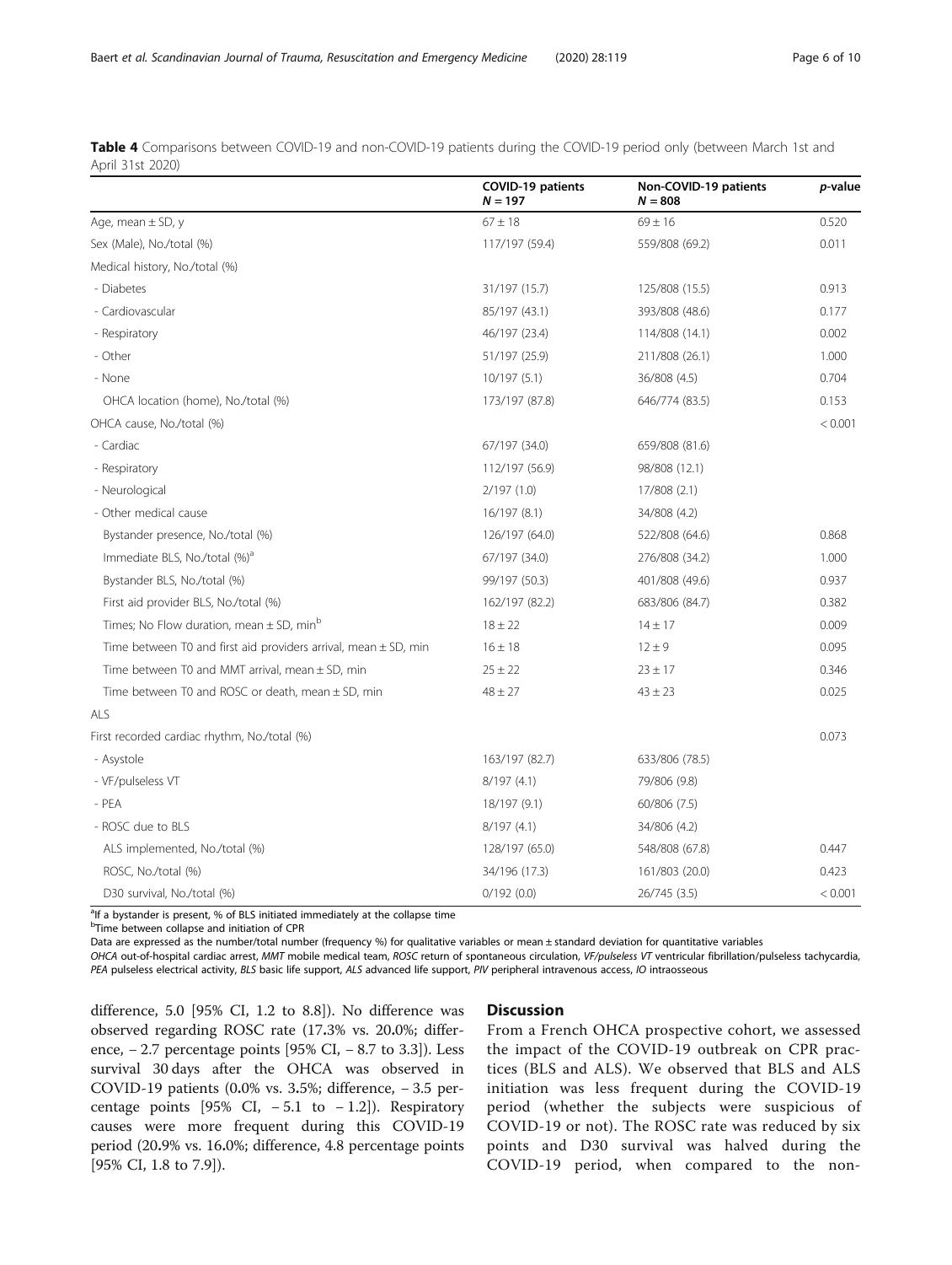**Table 4** Comparisons between COVID-19 and non-COVID-19 patients during the COVID-19 period only (between March 1st and April 31st 2020)

| | COVID-19 patients $N = 197$ | Non-COVID-19 patients $N = 808$ | *p*-value |
|---|---|---|---|
| Age, mean ± SD, y | 67 ± 18 | 69 ± 16 | 0.520 |
| Sex (Male), No./total (%) | 117/197 (59.4) | 559/808 (69.2) | 0.011 |
| Medical history, No./total (%) | | | |
| - Diabetes | 31/197 (15.7) | 125/808 (15.5) | 0.913 |
| - Cardiovascular | 85/197 (43.1) | 393/808 (48.6) | 0.177 |
| - Respiratory | 46/197 (23.4) | 114/808 (14.1) | 0.002 |
| - Other | 51/197 (25.9) | 211/808 (26.1) | 1.000 |
| - None | 10/197 (5.1) | 36/808 (4.5) | 0.704 |
| OHCA location (home), No./total (%) | 173/197 (87.8) | 646/774 (83.5) | 0.153 |
| OHCA cause, No./total (%) | | | < 0.001 |
| - Cardiac | 67/197 (34.0) | 659/808 (81.6) | |
| - Respiratory | 112/197 (56.9) | 98/808 (12.1) | |
| - Neurological | 2/197 (1.0) | 17/808 (2.1) | |
| - Other medical cause | 16/197 (8.1) | 34/808 (4.2) | |
| Bystander presence, No./total (%) | 126/197 (64.0) | 522/808 (64.6) | 0.868 |
| Immediate BLS, No./total (%)[a] | 67/197 (34.0) | 276/808 (34.2) | 1.000 |
| Bystander BLS, No./total (%) | 99/197 (50.3) | 401/808 (49.6) | 0.937 |
| First aid provider BLS, No./total (%) | 162/197 (82.2) | 683/806 (84.7) | 0.382 |
| Times; No Flow duration, mean ± SD, min[b] | 18 ± 22 | 14 ± 17 | 0.009 |
| Time between T0 and first aid providers arrival, mean ± SD, min | 16 ± 18 | 12 ± 9 | 0.095 |
| Time between T0 and MMT arrival, mean ± SD, min | 25 ± 22 | 23 ± 17 | 0.346 |
| Time between T0 and ROSC or death, mean ± SD, min | 48 ± 27 | 43 ± 23 | 0.025 |
| ALS | | | |
| First recorded cardiac rhythm, No./total (%) | | | 0.073 |
| - Asystole | 163/197 (82.7) | 633/806 (78.5) | |
| - VF/pulseless VT | 8/197 (4.1) | 79/806 (9.8) | |
| - PEA | 18/197 (9.1) | 60/806 (7.5) | |
| - ROSC due to BLS | 8/197 (4.1) | 34/806 (4.2) | |
| ALS implemented, No./total (%) | 128/197 (65.0) | 548/808 (67.8) | 0.447 |
| ROSC, No./total (%) | 34/196 (17.3) | 161/803 (20.0) | 0.423 |
| D30 survival, No./total (%) | 0/192 (0.0) | 26/745 (3.5) | < 0.001 |

[a] If a bystander is present, % of BLS initiated immediately at the collapse time

[b] Time between collapse and initiation of CPR

Data are expressed as the number/total number (frequency %) for qualitative variables or mean ± standard deviation for quantitative variables

*OHCA* out-of-hospital cardiac arrest, *MMT* mobile medical team, *ROSC* return of spontaneous circulation, *VF/pulseless VT* ventricular fibrillation/pulseless tachycardia, *PEA* pulseless electrical activity, *BLS* basic life support, *ALS* advanced life support, *PIV* peripheral intravenous access, *IO* intraosseous

difference, 5.0 [95% CI, 1.2 to 8.8]). No difference was observed regarding ROSC rate (17.3% vs. 20.0%; difference, − 2.7 percentage points [95% CI, − 8.7 to 3.3]). Less survival 30 days after the OHCA was observed in COVID-19 patients (0.0% vs. 3.5%; difference, − 3.5 percentage points [95% CI, − 5.1 to − 1.2]). Respiratory causes were more frequent during this COVID-19 period (20.9% vs. 16.0%; difference, 4.8 percentage points [95% CI, 1.8 to 7.9]).

## Discussion

From a French OHCA prospective cohort, we assessed the impact of the COVID-19 outbreak on CPR practices (BLS and ALS). We observed that BLS and ALS initiation was less frequent during the COVID-19 period (whether the subjects were suspicious of COVID-19 or not). The ROSC rate was reduced by six points and D30 survival was halved during the COVID-19 period, when compared to the non-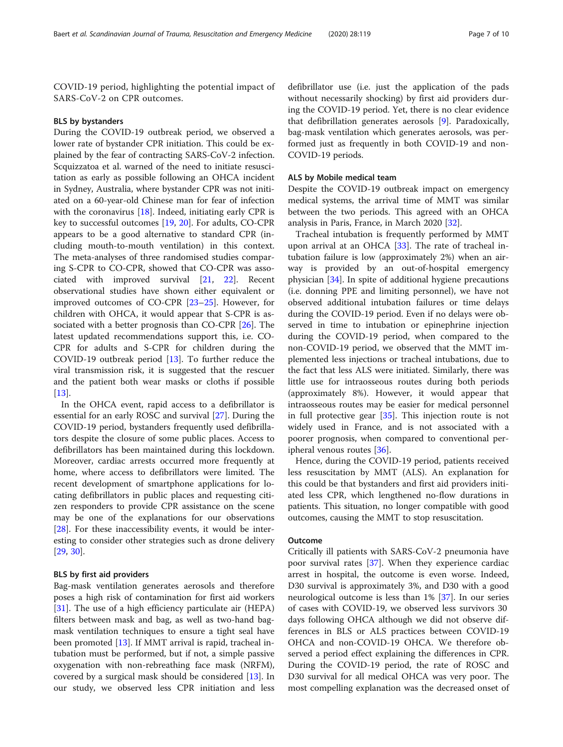COVID-19 period, highlighting the potential impact of SARS-CoV-2 on CPR outcomes.

#### BLS by bystanders

During the COVID-19 outbreak period, we observed a lower rate of bystander CPR initiation. This could be explained by the fear of contracting SARS-CoV-2 infection. Scquizzatoa et al. warned of the need to initiate resuscitation as early as possible following an OHCA incident in Sydney, Australia, where bystander CPR was not initiated on a 60-year-old Chinese man for fear of infection with the coronavirus [18]. Indeed, initiating early CPR is key to successful outcomes [19, 20]. For adults, CO-CPR appears to be a good alternative to standard CPR (including mouth-to-mouth ventilation) in this context. The meta-analyses of three randomised studies comparing S-CPR to CO-CPR, showed that CO-CPR was associated with improved survival [21, 22]. Recent observational studies have shown either equivalent or improved outcomes of CO-CPR [23–25]. However, for children with OHCA, it would appear that S-CPR is associated with a better prognosis than CO-CPR [26]. The latest updated recommendations support this, i.e. CO-CPR for adults and S-CPR for children during the COVID-19 outbreak period [13]. To further reduce the viral transmission risk, it is suggested that the rescuer and the patient both wear masks or cloths if possible [13].

In the OHCA event, rapid access to a defibrillator is essential for an early ROSC and survival [27]. During the COVID-19 period, bystanders frequently used defibrillators despite the closure of some public places. Access to defibrillators has been maintained during this lockdown. Moreover, cardiac arrests occurred more frequently at home, where access to defibrillators were limited. The recent development of smartphone applications for locating defibrillators in public places and requesting citizen responders to provide CPR assistance on the scene may be one of the explanations for our observations [28]. For these inaccessibility events, it would be interesting to consider other strategies such as drone delivery [29, 30].

#### BLS by first aid providers

Bag-mask ventilation generates aerosols and therefore poses a high risk of contamination for first aid workers [31]. The use of a high efficiency particulate air (HEPA) filters between mask and bag, as well as two-hand bag-mask ventilation techniques to ensure a tight seal have been promoted [13]. If MMT arrival is rapid, tracheal intubation must be performed, but if not, a simple passive oxygenation with non-rebreathing face mask (NRFM), covered by a surgical mask should be considered [13]. In our study, we observed less CPR initiation and less defibrillator use (i.e. just the application of the pads without necessarily shocking) by first aid providers during the COVID-19 period. Yet, there is no clear evidence that defibrillation generates aerosols [9]. Paradoxically, bag-mask ventilation which generates aerosols, was performed just as frequently in both COVID-19 and non-COVID-19 periods.

#### ALS by Mobile medical team

Despite the COVID-19 outbreak impact on emergency medical systems, the arrival time of MMT was similar between the two periods. This agreed with an OHCA analysis in Paris, France, in March 2020 [32].

Tracheal intubation is frequently performed by MMT upon arrival at an OHCA [33]. The rate of tracheal intubation failure is low (approximately 2%) when an airway is provided by an out-of-hospital emergency physician [34]. In spite of additional hygiene precautions (i.e. donning PPE and limiting personnel), we have not observed additional intubation failures or time delays during the COVID-19 period. Even if no delays were observed in time to intubation or epinephrine injection during the COVID-19 period, when compared to the non-COVID-19 period, we observed that the MMT implemented less injections or tracheal intubations, due to the fact that less ALS were initiated. Similarly, there was little use for intraosseous routes during both periods (approximately 8%). However, it would appear that intraosseous routes may be easier for medical personnel in full protective gear [35]. This injection route is not widely used in France, and is not associated with a poorer prognosis, when compared to conventional peripheral venous routes [36].

Hence, during the COVID-19 period, patients received less resuscitation by MMT (ALS). An explanation for this could be that bystanders and first aid providers initiated less CPR, which lengthened no-flow durations in patients. This situation, no longer compatible with good outcomes, causing the MMT to stop resuscitation.

#### Outcome

Critically ill patients with SARS-CoV-2 pneumonia have poor survival rates [37]. When they experience cardiac arrest in hospital, the outcome is even worse. Indeed, D30 survival is approximately 3%, and D30 with a good neurological outcome is less than 1% [37]. In our series of cases with COVID-19, we observed less survivors 30 days following OHCA although we did not observe differences in BLS or ALS practices between COVID-19 OHCA and non-COVID-19 OHCA. We therefore observed a period effect explaining the differences in CPR. During the COVID-19 period, the rate of ROSC and D30 survival for all medical OHCA was very poor. The most compelling explanation was the decreased onset of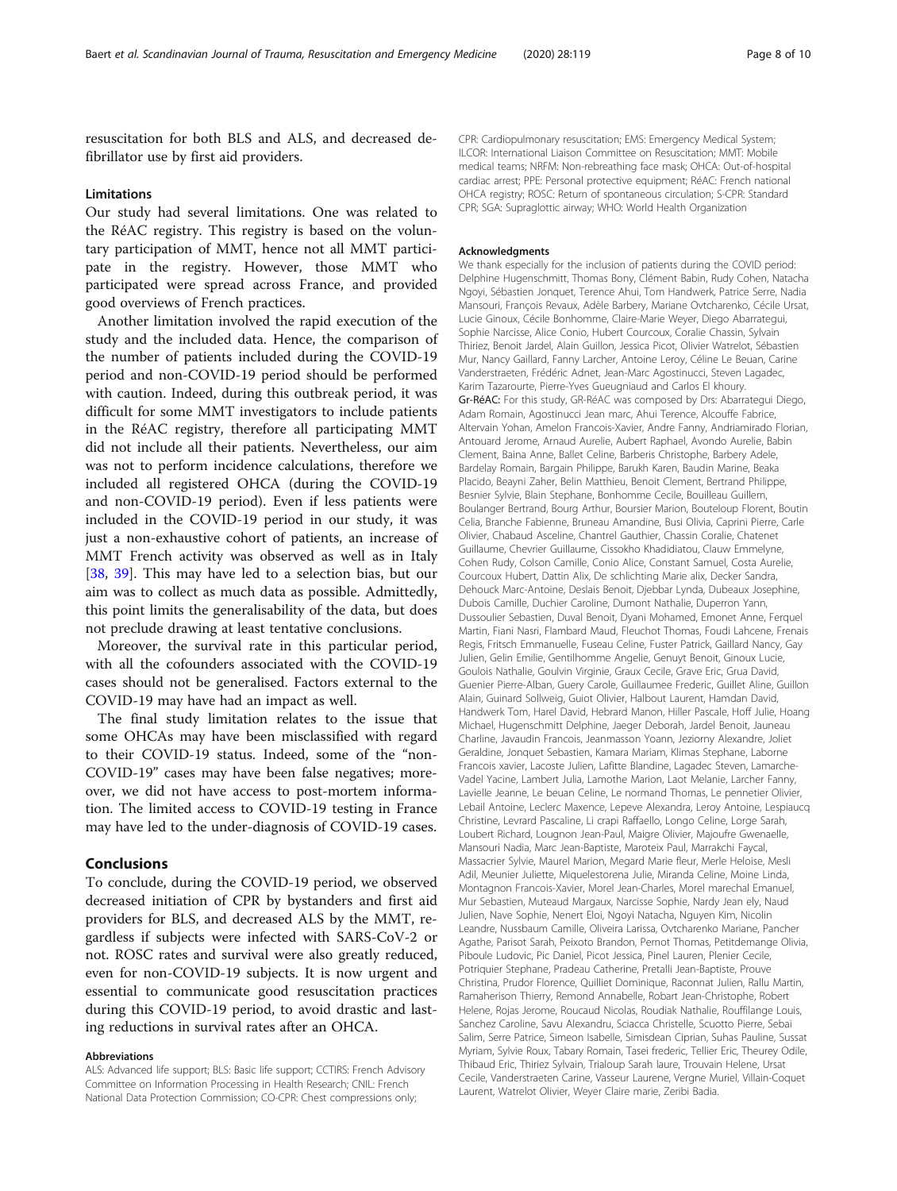resuscitation for both BLS and ALS, and decreased defibrillator use by first aid providers.

### Limitations

Our study had several limitations. One was related to the RéAC registry. This registry is based on the voluntary participation of MMT, hence not all MMT participate in the registry. However, those MMT who participated were spread across France, and provided good overviews of French practices.

Another limitation involved the rapid execution of the study and the included data. Hence, the comparison of the number of patients included during the COVID-19 period and non-COVID-19 period should be performed with caution. Indeed, during this outbreak period, it was difficult for some MMT investigators to include patients in the RéAC registry, therefore all participating MMT did not include all their patients. Nevertheless, our aim was not to perform incidence calculations, therefore we included all registered OHCA (during the COVID-19 and non-COVID-19 period). Even if less patients were included in the COVID-19 period in our study, it was just a non-exhaustive cohort of patients, an increase of MMT French activity was observed as well as in Italy [38, 39]. This may have led to a selection bias, but our aim was to collect as much data as possible. Admittedly, this point limits the generalisability of the data, but does not preclude drawing at least tentative conclusions.

Moreover, the survival rate in this particular period, with all the cofounders associated with the COVID-19 cases should not be generalised. Factors external to the COVID-19 may have had an impact as well.

The final study limitation relates to the issue that some OHCAs may have been misclassified with regard to their COVID-19 status. Indeed, some of the "non-COVID-19" cases may have been false negatives; moreover, we did not have access to post-mortem information. The limited access to COVID-19 testing in France may have led to the under-diagnosis of COVID-19 cases.

## Conclusions

To conclude, during the COVID-19 period, we observed decreased initiation of CPR by bystanders and first aid providers for BLS, and decreased ALS by the MMT, regardless if subjects were infected with SARS-CoV-2 or not. ROSC rates and survival were also greatly reduced, even for non-COVID-19 subjects. It is now urgent and essential to communicate good resuscitation practices during this COVID-19 period, to avoid drastic and lasting reductions in survival rates after an OHCA.

#### Abbreviations

ALS: Advanced life support; BLS: Basic life support; CCTIRS: French Advisory Committee on Information Processing in Health Research; CNIL: French National Data Protection Commission; CO-CPR: Chest compressions only; CPR: Cardiopulmonary resuscitation; EMS: Emergency Medical System; ILCOR: International Liaison Committee on Resuscitation; MMT: Mobile medical teams; NRFM: Non-rebreathing face mask; OHCA: Out-of-hospital cardiac arrest; PPE: Personal protective equipment; RéAC: French national OHCA registry; ROSC: Return of spontaneous circulation; S-CPR: Standard CPR; SGA: Supraglottic airway; WHO: World Health Organization

#### Acknowledgments

We thank especially for the inclusion of patients during the COVID period: Delphine Hugenschmitt, Thomas Bony, Clément Babin, Rudy Cohen, Natacha Ngoyi, Sébastien Jonquet, Terence Ahui, Tom Handwerk, Patrice Serre, Nadia Mansouri, François Revaux, Adèle Barbery, Mariane Ovtcharenko, Cécile Ursat, Lucie Ginoux, Cécile Bonhomme, Claire-Marie Weyer, Diego Abarrategui, Sophie Narcisse, Alice Conio, Hubert Courcoux, Coralie Chassin, Sylvain Thiriez, Benoit Jardel, Alain Guillon, Jessica Picot, Olivier Watrelot, Sébastien Mur, Nancy Gaillard, Fanny Larcher, Antoine Leroy, Céline Le Beuan, Carine Vanderstraeten, Frédéric Adnet, Jean-Marc Agostinucci, Steven Lagadec, Karim Tazarourte, Pierre-Yves Gueugniaud and Carlos El khoury.

**Gr-RéAC:** For this study, GR-RéAC was composed by Drs: Abarrategui Diego, Adam Romain, Agostinucci Jean marc, Ahui Terence, Alcouffe Fabrice, Altervain Yohan, Amelon Francois-Xavier, Andre Fanny, Andriamirado Florian, Antouard Jerome, Arnaud Aurelie, Aubert Raphael, Avondo Aurelie, Babin Clement, Baina Anne, Ballet Celine, Barberis Christophe, Barbery Adele, Bardelay Romain, Bargain Philippe, Barukh Karen, Baudin Marine, Beaka Placido, Beayni Zaher, Belin Matthieu, Benoit Clement, Bertrand Philippe, Besnier Sylvie, Blain Stephane, Bonhomme Cecile, Bouilleau Guillem, Boulanger Bertrand, Bourg Arthur, Boursier Marion, Bouteloup Florent, Boutin Celia, Branche Fabienne, Bruneau Amandine, Busi Olivia, Caprini Pierre, Carle Olivier, Chabaud Asceline, Chantrel Gauthier, Chassin Coralie, Chatenet Guillaume, Chevrier Guillaume, Cissokho Khadidiatou, Clauw Emmelyne, Cohen Rudy, Colson Camille, Conio Alice, Constant Samuel, Costa Aurelie, Courcoux Hubert, Dattin Alix, De schlichting Marie alix, Decker Sandra, Dehouck Marc-Antoine, Deslais Benoit, Djebbar Lynda, Dubeaux Josephine, Dubois Camille, Duchier Caroline, Dumont Nathalie, Duperron Yann, Dussoulier Sebastien, Duval Benoit, Dyani Mohamed, Emonet Anne, Ferquel Martin, Fiani Nasri, Flambard Maud, Fleuchot Thomas, Foudi Lahcene, Frenais Regis, Fritsch Emmanuelle, Fuseau Celine, Fuster Patrick, Gaillard Nancy, Gay Julien, Gelin Emilie, Gentilhomme Angelie, Genuyt Benoit, Ginoux Lucie, Goulois Nathalie, Goulvin Virginie, Graux Cecile, Grave Eric, Grua David, Guenier Pierre-Alban, Guery Carole, Guillaumee Frederic, Guillet Aline, Guillon Alain, Guinard Sollweig, Guiot Olivier, Halbout Laurent, Hamdan David, Handwerk Tom, Harel David, Hebrard Manon, Hiller Pascale, Hoff Julie, Hoang Michael, Hugenschmitt Delphine, Jaeger Deborah, Jardel Benoit, Jauneau Charline, Javaudin Francois, Jeanmasson Yoann, Jeziorny Alexandre, Joliet Geraldine, Jonquet Sebastien, Kamara Mariam, Klimas Stephane, Laborne Francois xavier, Lacoste Julien, Lafitte Blandine, Lagadec Steven, Lamarche-Vadel Yacine, Lambert Julia, Lamothe Marion, Laot Melanie, Larcher Fanny, Lavielle Jeanne, Le beuan Celine, Le normand Thomas, Le pennetier Olivier, Lebail Antoine, Leclerc Maxence, Lepeve Alexandra, Leroy Antoine, Lespiaucq Christine, Levrard Pascaline, Li crapi Raffaello, Longo Celine, Lorge Sarah, Loubert Richard, Lougnon Jean-Paul, Maigre Olivier, Majoufre Gwenaelle, Mansouri Nadia, Marc Jean-Baptiste, Maroteix Paul, Marrakchi Faycal, Massacrier Sylvie, Maurel Marion, Megard Marie fleur, Merle Heloise, Mesli Adil, Meunier Juliette, Miquelestorena Julie, Miranda Celine, Moine Linda, Montagnon Francois-Xavier, Morel Jean-Charles, Morel marechal Emanuel, Mur Sebastien, Muteaud Margaux, Narcisse Sophie, Nardy Jean ely, Naud Julien, Nave Sophie, Nenert Eloi, Ngoyi Natacha, Nguyen Kim, Nicolin Leandre, Nussbaum Camille, Oliveira Larissa, Ovtcharenko Mariane, Pancher Agathe, Parisot Sarah, Peixoto Brandon, Pernot Thomas, Petitdemange Olivia, Piboule Ludovic, Pic Daniel, Picot Jessica, Pinel Lauren, Plenier Cecile, Potriquier Stephane, Pradeau Catherine, Pretalli Jean-Baptiste, Prouve Christina, Prudor Florence, Quilliet Dominique, Raconnat Julien, Rallu Martin, Ramaherison Thierry, Remond Annabelle, Robart Jean-Christophe, Robert Helene, Rojas Jerome, Roucaud Nicolas, Roudiak Nathalie, Rouffilange Louis, Sanchez Caroline, Savu Alexandru, Sciacca Christelle, Scuotto Pierre, Sebai Salim, Serre Patrice, Simeon Isabelle, Simisdean Ciprian, Suhas Pauline, Sussat Myriam, Sylvie Roux, Tabary Romain, Tasei frederic, Tellier Eric, Theurey Odile, Thibaud Eric, Thiriez Sylvain, Trialoup Sarah laure, Trouvain Helene, Ursat Cecile, Vanderstraeten Carine, Vasseur Laurene, Vergne Muriel, Villain-Coquet Laurent, Watrelot Olivier, Weyer Claire marie, Zeribi Badia.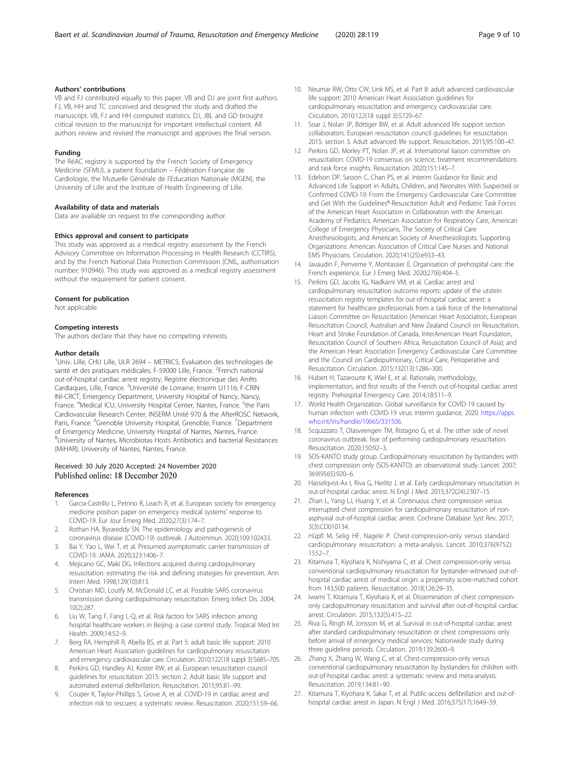### Authors' contributions

VB and FJ contributed equally to this paper. VB and DJ are joint first authors. FJ, VB, HH and TC conceived and designed the study and drafted the manuscript. VB, FJ and HH computed statistics. DJ, JBL and GD brought critical revision to the manuscript for important intellectual content. All authors review and revised the manuscript and approves the final version.

### Funding

The RéAC registry is supported by the French Society of Emergency Medicine (SFMU), a patient foundation – Fédération Française de Cardiologie, the Mutuelle Générale de l'Education Nationale (MGEN), the University of Lille and the Institute of Health Engineering of Lille.

### Availability of data and materials

Data are available on request to the corresponding author.

### Ethics approval and consent to participate

This study was approved as a medical registry assessment by the French Advisory Committee on Information Processing in Health Research (CCTIRS), and by the French National Data Protection Commission (CNIL, authorisation number; 910946). This study was approved as a medical registry assessment without the requirement for patient consent.

### Consent for publication

Not applicable.

### Competing interests

The authors declare that they have no competing interests.

### Author details

[1]Univ. Lille, CHU Lille, ULR 2694 – METRICS, Évaluation des technologies de santé et des pratiques médicales, F-59000 Lille, France. [2]French national out-of-hospital cardiac arrest registry, Registre électronique des Arrêts Cardiaques, Lille, France. [3]Université de Lorraine, Inserm U1116; F-CRIN INI-CRCT, Emergency Department, University Hospital of Nancy, Nancy, France. [4]Medical ICU, University Hospital Center, Nantes, France. [5]the Paris Cardiovascular Research Center, INSERM Unité 970 & the AfterROSC Network, Paris, France. [6]Grenoble University Hospital, Grenoble, France. [7]Department of Emergency Medicine, University Hospital of Nantes, Nantes, France. [8]University of Nantes, Microbiotas Hosts Antibiotics and bacterial Resistances (MiHAR), University of Nantes, Nantes, France.

Received: 30 July 2020 Accepted: 24 November 2020
Published online: 18 December 2020

### References

1. Garcia-Castrillo L, Petrino R, Leach R, et al. European society for emergency medicine position paper on emergency medical systems' response to COVID-19. Eur Jour Emerg Med. 2020;27(3):174–7.
2. Rothan HA, Byrareddy SN. The epidemiology and pathogenesis of coronavirus disease (COVID-19) outbreak. J Autoimmun. 2020;109:102433.
3. Bai Y, Yao L, Wei T, et al. Presumed asymptomatic carrier transmission of COVID-19. JAMA. 2020;323:1406–7.
4. Mejicano GC, Maki DG. Infections acquired during cardiopulmonary resuscitation: estimating the risk and defining strategies for prevention. Ann Intern Med. 1998;129(10):813.
5. Christian MD, Loutfy M, McDonald LC, et al. Possible SARS coronavirus transmission during cardiopulmonary resuscitation. Emerg Infect Dis. 2004; 10(2):287.
6. Liu W, Tang F, Fang L-Q, et al. Risk factors for SARS infection among hospital healthcare workers in Beijing: a case control study. Tropical Med Int Health. 2009;14:52–9.
7. Berg RA, Hemphill R, Abella BS, et al. Part 5: adult basic life support: 2010 American Heart Association guidelines for cardiopulmonary resuscitation and emergency cardiovascular care. Circulation. 2010;122(18 suppl 3):S685–705.
8. Perkins GD, Handley AJ, Koster RW, et al. European resuscitation council guidelines for resuscitation 2015: section 2. Adult basic life support and automated external defibrillation. Resuscitation. 2015;95:81–99.
9. Couper K, Taylor-Phillips S, Grove A, et al. COVID-19 in cardiac arrest and infection risk to rescuers: a systematic review. Resuscitation. 2020;151:59–66.
10. Neumar RW, Otto CW, Link MS, et al. Part 8: adult advanced cardiovascular life support: 2010 American Heart Association guidelines for cardiopulmonary resuscitation and emergency cardiovascular care. Circulation. 2010;122(18 suppl 3):S729–67.
11. Soar J, Nolan JP, Böttiger BW, et al. Adult advanced life support section collaborators. European resuscitation council guidelines for resuscitation 2015: section 3. Adult advanced life support. Resuscitation. 2015;95:100–47.
12. Perkins GD, Morley PT, Nolan JP, et al. International liaison committee on resuscitation: COVID-19 consensus on science, treatment recommendations and task force insights. Resuscitation. 2020;151:145–7.
13. Edelson DP, Sasson C, Chan PS, et al. Interim Guidance for Basic and Advanced Life Support in Adults, Children, and Neonates With Suspected or Confirmed COVID-19: From the Emergency Cardiovascular Care Committee and Get With the Guidelines®-Resuscitation Adult and Pediatric Task Forces of the American Heart Association in Collaboration with the American Academy of Pediatrics, American Association for Respiratory Care, American College of Emergency Physicians, The Society of Critical Care Anesthesiologists, and American Society of Anesthesiologists: Supporting Organizations: American Association of Critical Care Nurses and National EMS Physicians. Circulation. 2020;141(25):e933–43.
14. Javaudin F, Penverne Y, Montassier E. Organisation of prehospital care: the French experience. Eur J Emerg Med. 2020;27(6):404–5.
15. Perkins GD, Jacobs IG, Nadkarni VM, et al. Cardiac arrest and cardiopulmonary resuscitation outcome reports: update of the utstein resuscitation registry templates for out-of-hospital cardiac arrest: a statement for healthcare professionals from a task force of the International Liaison Committee on Resuscitation (American Heart Association, European Resuscitation Council, Australian and New Zealand Council on Resuscitation, Heart and Stroke Foundation of Canada, InterAmerican Heart Foundation, Resuscitation Council of Southern Africa, Resuscitation Council of Asia); and the American Heart Association Emergency Cardiovascular Care Committee and the Council on Cardiopulmonary, Critical Care, Perioperative and Resuscitation. Circulation. 2015;132(13):1286–300.
16. Hubert H, Tazarourte K, Wiel E, et al. Rationale, methodology, implementation, and first results of the French out-of-hospital cardiac arrest registry. Prehospital Emergency Care. 2014;18:511–9.
17. World Health Organization. Global surveillance for COVID-19 caused by human infection with COVID-19 virus: interim guidance, 2020. https://apps.who.int/iris/handle/10665/331506.
18. Scquizzato T, Olasveengen TM, Ristagno G, et al. The other side of novel coronavirus outbreak: fear of performing cardiopulmonary resuscitation. Resuscitation. 2020;150:92–3.
19. SOS-KANTO study group. Cardiopulmonary resuscitation by bystanders with chest compression only (SOS-KANTO): an observational study. Lancet. 2007; 369(9565):920–6.
20. Hasselqvist-Ax I, Riva G, Herlitz J, et al. Early cardiopulmonary resuscitation in out-of-hospital cardiac arrest. N Engl J Med. 2015;372(24):2307–15.
21. Zhan L, Yang LJ, Huang Y, et al. Continuous chest compression versus interrupted chest compression for cardiopulmonary resuscitation of non-asphyxial out-of-hospital cardiac arrest. Cochrane Database Syst Rev. 2017; 3(3):CD010134.
22. Hüpfl M, Selig HF, Nagele P. Chest-compression-only versus standard cardiopulmonary resuscitation: a meta-analysis. Lancet. 2010;376(9752): 1552–7.
23. Kitamura T, Kiyohara K, Nishiyama C, et al. Chest compression-only versus conventional cardiopulmonary resuscitation for bystander-witnessed out-of-hospital cardiac arrest of medical origin: a propensity score-matched cohort from 143,500 patients. Resuscitation. 2018;126:29–35.
24. Iwami T, Kitamura T, Kiyohara K, et al. Dissemination of chest compression-only cardiopulmonary resuscitation and survival after out-of-hospital cardiac arrest. Circulation. 2015;132(5):415–22.
25. Riva G, Ringh M, Jonsson M, et al. Survival in out-of-hospital cardiac arrest after standard cardiopulmonary resuscitation or chest compressions only before arrival of emergency medical services: Nationwide study during three guideline periods. Circulation. 2019;139:2600–9.
26. Zhang X, Zhang W, Wang C, et al. Chest-compression-only versus conventional cardiopulmonary resuscitation by bystanders for children with out-of-hospital cardiac arrest: a systematic review and meta-analysis. Resuscitation. 2019;134:81–90.
27. Kitamura T, Kiyohara K, Sakai T, et al. Public-access defibrillation and out-of-hospital cardiac arrest in Japan. N Engl J Med. 2016;375(17):1649–59.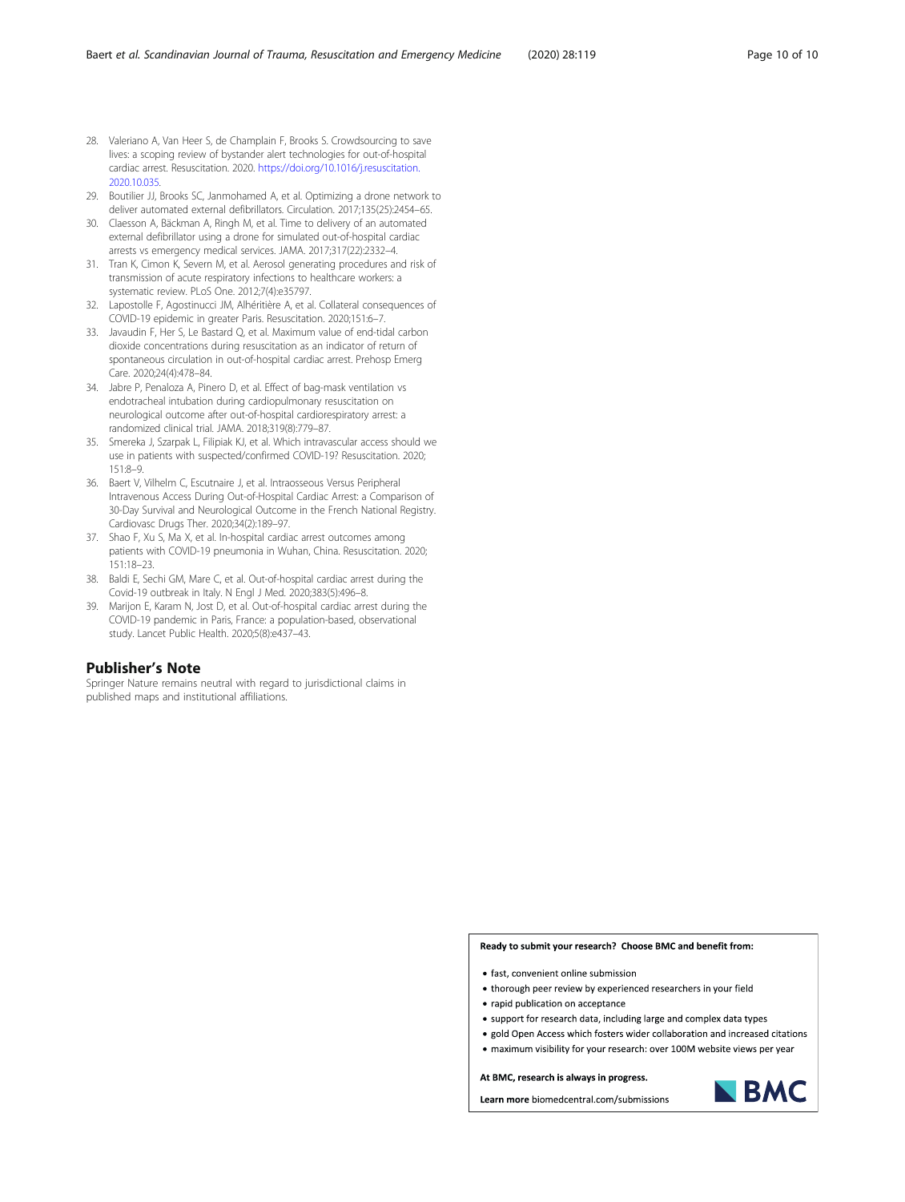28. Valeriano A, Van Heer S, de Champlain F, Brooks S. Crowdsourcing to save lives: a scoping review of bystander alert technologies for out-of-hospital cardiac arrest. Resuscitation. 2020. https://doi.org/10.1016/j.resuscitation.2020.10.035.
29. Boutilier JJ, Brooks SC, Janmohamed A, et al. Optimizing a drone network to deliver automated external defibrillators. Circulation. 2017;135(25):2454–65.
30. Claesson A, Bäckman A, Ringh M, et al. Time to delivery of an automated external defibrillator using a drone for simulated out-of-hospital cardiac arrests vs emergency medical services. JAMA. 2017;317(22):2332–4.
31. Tran K, Cimon K, Severn M, et al. Aerosol generating procedures and risk of transmission of acute respiratory infections to healthcare workers: a systematic review. PLoS One. 2012;7(4):e35797.
32. Lapostolle F, Agostinucci JM, Alhéritière A, et al. Collateral consequences of COVID-19 epidemic in greater Paris. Resuscitation. 2020;151:6–7.
33. Javaudin F, Her S, Le Bastard Q, et al. Maximum value of end-tidal carbon dioxide concentrations during resuscitation as an indicator of return of spontaneous circulation in out-of-hospital cardiac arrest. Prehosp Emerg Care. 2020;24(4):478–84.
34. Jabre P, Penaloza A, Pinero D, et al. Effect of bag-mask ventilation vs endotracheal intubation during cardiopulmonary resuscitation on neurological outcome after out-of-hospital cardiorespiratory arrest: a randomized clinical trial. JAMA. 2018;319(8):779–87.
35. Smereka J, Szarpak L, Filipiak KJ, et al. Which intravascular access should we use in patients with suspected/confirmed COVID-19? Resuscitation. 2020;151:8–9.
36. Baert V, Vilhelm C, Escutnaire J, et al. Intraosseous Versus Peripheral Intravenous Access During Out-of-Hospital Cardiac Arrest: a Comparison of 30-Day Survival and Neurological Outcome in the French National Registry. Cardiovasc Drugs Ther. 2020;34(2):189–97.
37. Shao F, Xu S, Ma X, et al. In-hospital cardiac arrest outcomes among patients with COVID-19 pneumonia in Wuhan, China. Resuscitation. 2020;151:18–23.
38. Baldi E, Sechi GM, Mare C, et al. Out-of-hospital cardiac arrest during the Covid-19 outbreak in Italy. N Engl J Med. 2020;383(5):496–8.
39. Marijon E, Karam N, Jost D, et al. Out-of-hospital cardiac arrest during the COVID-19 pandemic in Paris, France: a population-based, observational study. Lancet Public Health. 2020;5(8):e437–43.

## Publisher's Note

Springer Nature remains neutral with regard to jurisdictional claims in published maps and institutional affiliations.

**Ready to submit your research? Choose BMC and benefit from:**

- fast, convenient online submission
- thorough peer review by experienced researchers in your field
- rapid publication on acceptance
- support for research data, including large and complex data types
- gold Open Access which fosters wider collaboration and increased citations
- maximum visibility for your research: over 100M website views per year

**At BMC, research is always in progress.**

**Learn more** biomedcentral.com/submissions

BMC